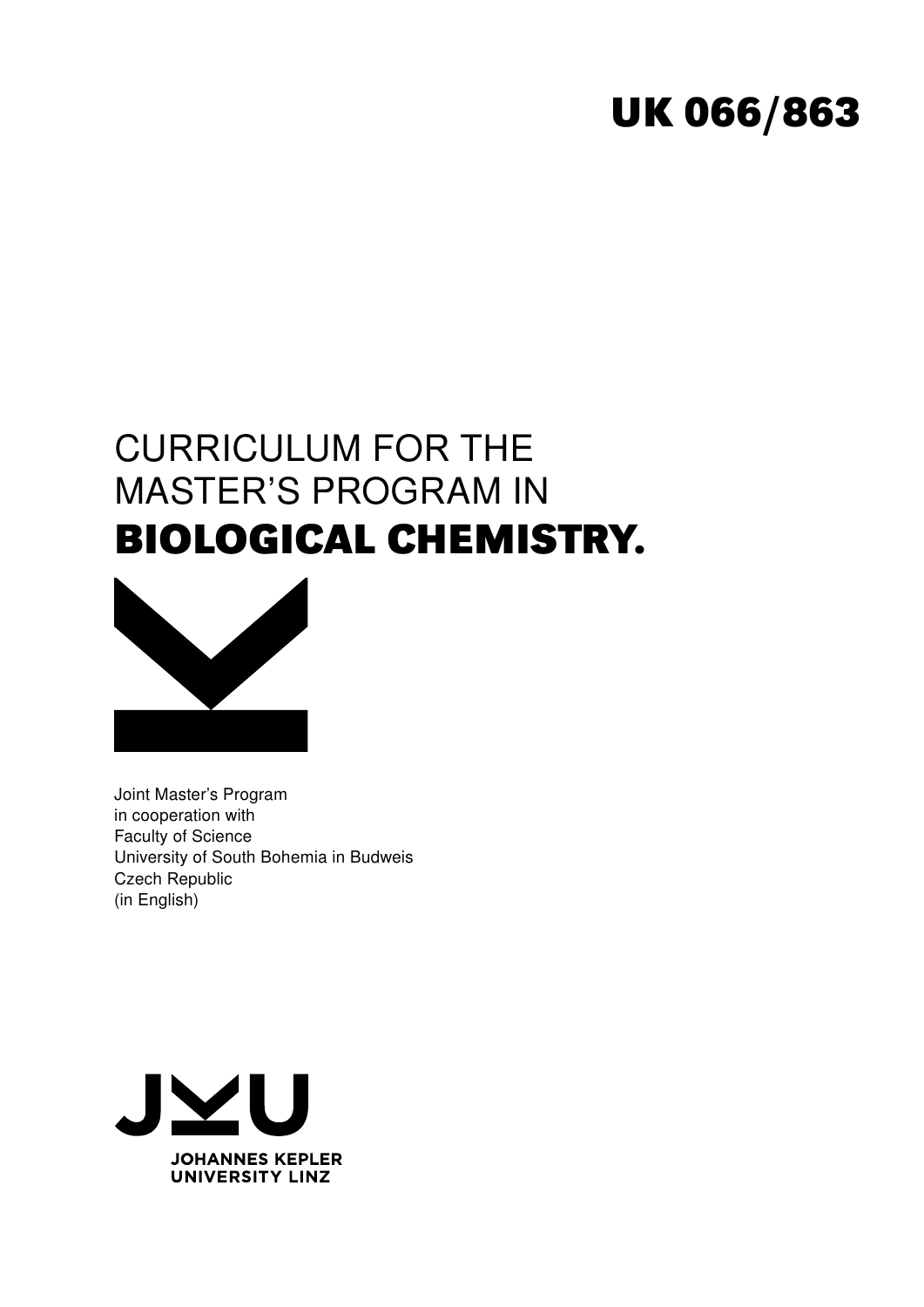UK 066/863

# CURRICULUM FOR THE MASTER'S PROGRAM IN **BIOLOGICAL CHEMISTRY.**

Joint Master's Program
in cooperation with
Faculty of Science
University of South Bohemia in Budweis
Czech Republic
(in English)

JOHANNES KEPLER
UNIVERSITY LINZ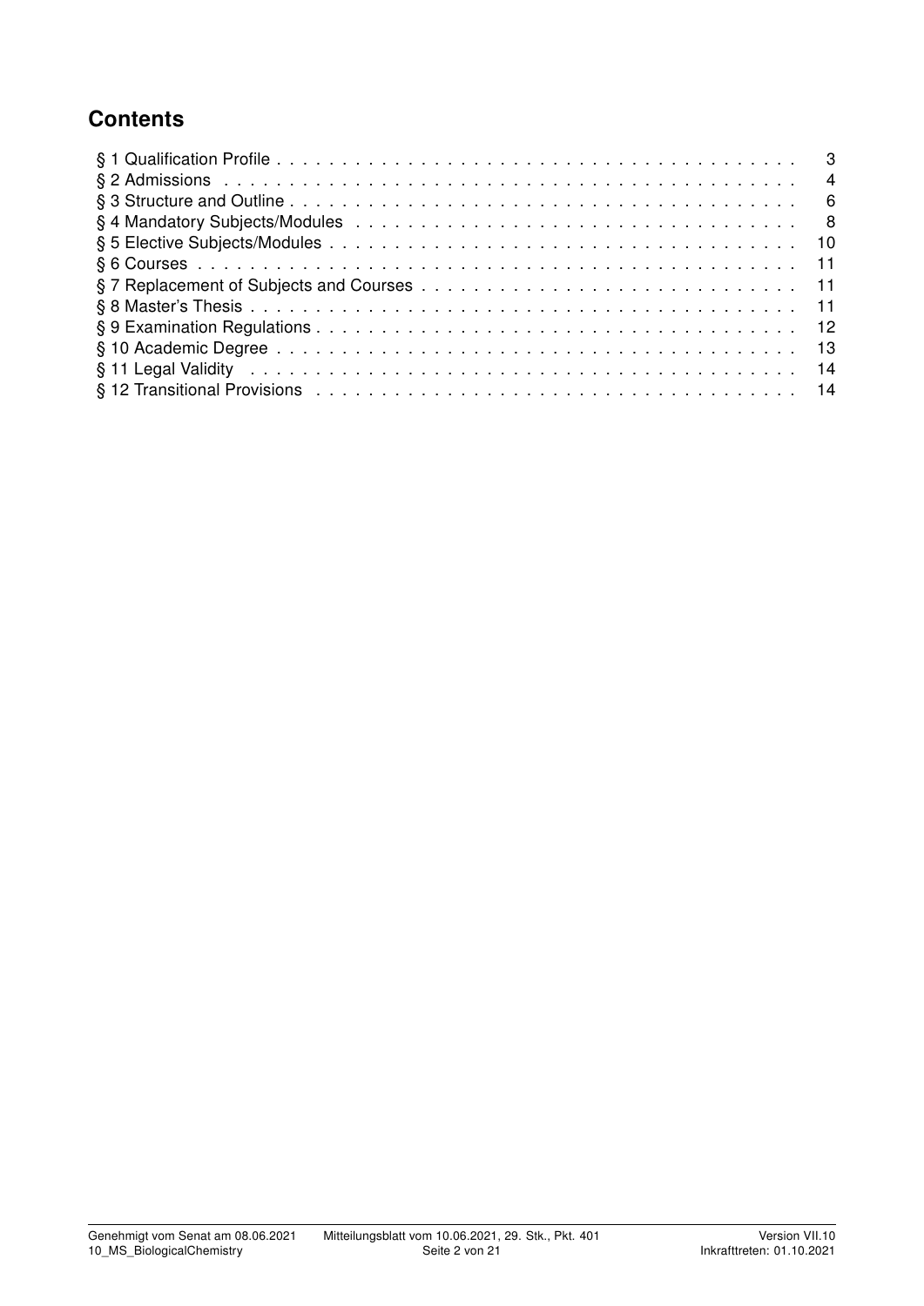## Contents

| Section | Page |
|---|---|
| § 1 Qualification Profile | 3 |
| § 2 Admissions | 4 |
| § 3 Structure and Outline | 6 |
| § 4 Mandatory Subjects/Modules | 8 |
| § 5 Elective Subjects/Modules | 10 |
| § 6 Courses | 11 |
| § 7 Replacement of Subjects and Courses | 11 |
| § 8 Master's Thesis | 11 |
| § 9 Examination Regulations | 12 |
| § 10 Academic Degree | 13 |
| § 11 Legal Validity | 14 |
| § 12 Transitional Provisions | 14 |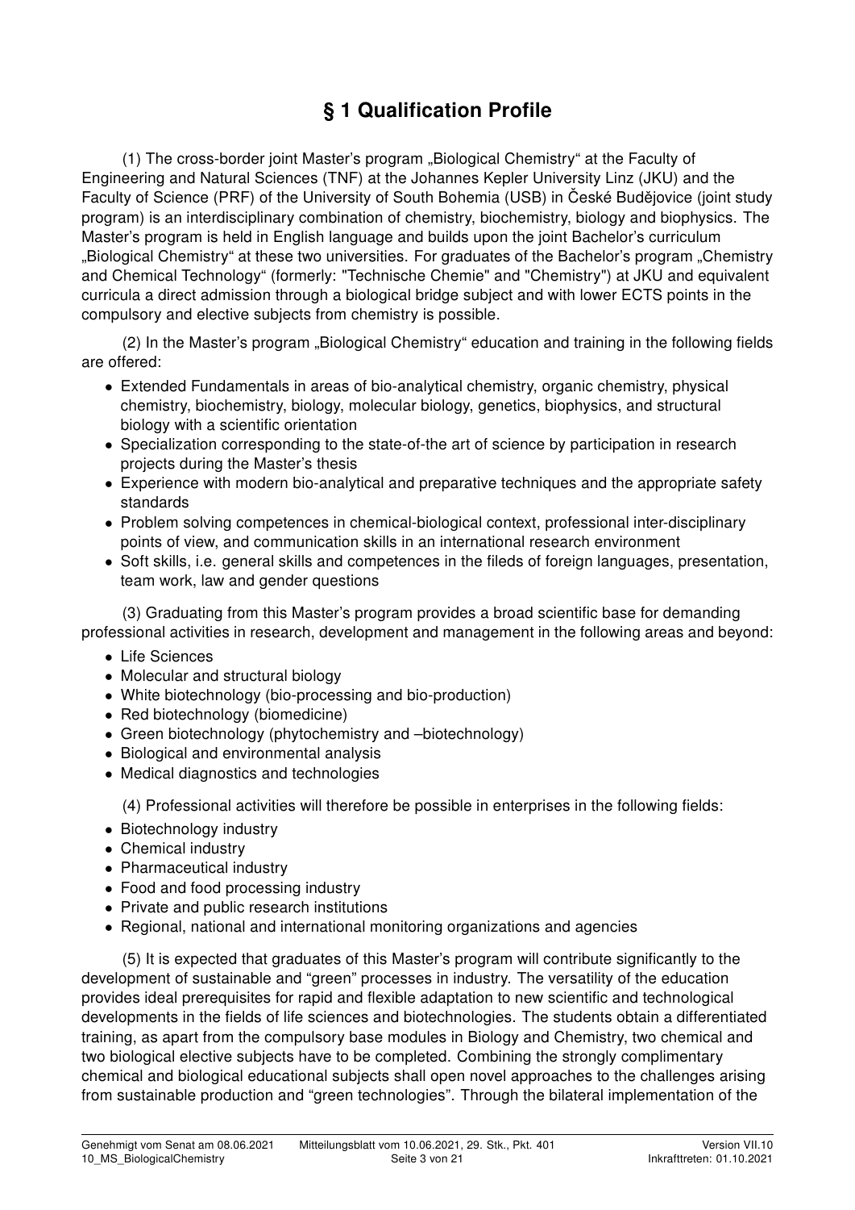# § 1 Qualification Profile

(1) The cross-border joint Master's program „Biological Chemistry" at the Faculty of Engineering and Natural Sciences (TNF) at the Johannes Kepler University Linz (JKU) and the Faculty of Science (PRF) of the University of South Bohemia (USB) in České Budějovice (joint study program) is an interdisciplinary combination of chemistry, biochemistry, biology and biophysics. The Master's program is held in English language and builds upon the joint Bachelor's curriculum „Biological Chemistry" at these two universities. For graduates of the Bachelor's program „Chemistry and Chemical Technology" (formerly: "Technische Chemie" and "Chemistry") at JKU and equivalent curricula a direct admission through a biological bridge subject and with lower ECTS points in the compulsory and elective subjects from chemistry is possible.

(2) In the Master's program „Biological Chemistry" education and training in the following fields are offered:

- Extended Fundamentals in areas of bio-analytical chemistry, organic chemistry, physical chemistry, biochemistry, biology, molecular biology, genetics, biophysics, and structural biology with a scientific orientation
- Specialization corresponding to the state-of-the art of science by participation in research projects during the Master's thesis
- Experience with modern bio-analytical and preparative techniques and the appropriate safety standards
- Problem solving competences in chemical-biological context, professional inter-disciplinary points of view, and communication skills in an international research environment
- Soft skills, i.e. general skills and competences in the fileds of foreign languages, presentation, team work, law and gender questions

(3) Graduating from this Master's program provides a broad scientific base for demanding professional activities in research, development and management in the following areas and beyond:

- Life Sciences
- Molecular and structural biology
- White biotechnology (bio-processing and bio-production)
- Red biotechnology (biomedicine)
- Green biotechnology (phytochemistry and –biotechnology)
- Biological and environmental analysis
- Medical diagnostics and technologies

(4) Professional activities will therefore be possible in enterprises in the following fields:

- Biotechnology industry
- Chemical industry
- Pharmaceutical industry
- Food and food processing industry
- Private and public research institutions
- Regional, national and international monitoring organizations and agencies

(5) It is expected that graduates of this Master's program will contribute significantly to the development of sustainable and "green" processes in industry. The versatility of the education provides ideal prerequisites for rapid and flexible adaptation to new scientific and technological developments in the fields of life sciences and biotechnologies. The students obtain a differentiated training, as apart from the compulsory base modules in Biology and Chemistry, two chemical and two biological elective subjects have to be completed. Combining the strongly complimentary chemical and biological educational subjects shall open novel approaches to the challenges arising from sustainable production and "green technologies". Through the bilateral implementation of the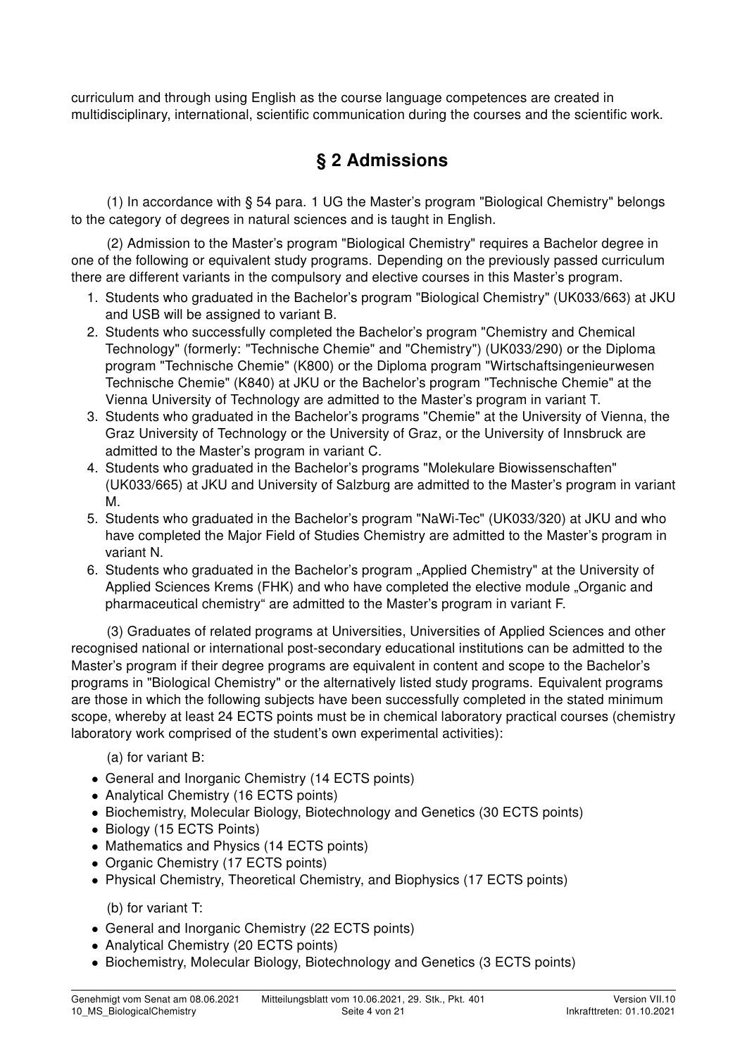curriculum and through using English as the course language competences are created in multidisciplinary, international, scientific communication during the courses and the scientific work.

## § 2 Admissions

(1) In accordance with § 54 para. 1 UG the Master's program "Biological Chemistry" belongs to the category of degrees in natural sciences and is taught in English.

(2) Admission to the Master's program "Biological Chemistry" requires a Bachelor degree in one of the following or equivalent study programs. Depending on the previously passed curriculum there are different variants in the compulsory and elective courses in this Master's program.

1. Students who graduated in the Bachelor's program "Biological Chemistry" (UK033/663) at JKU and USB will be assigned to variant B.
2. Students who successfully completed the Bachelor's program "Chemistry and Chemical Technology" (formerly: "Technische Chemie" and "Chemistry") (UK033/290) or the Diploma program "Technische Chemie" (K800) or the Diploma program "Wirtschaftsingenieurwesen Technische Chemie" (K840) at JKU or the Bachelor's program "Technische Chemie" at the Vienna University of Technology are admitted to the Master's program in variant T.
3. Students who graduated in the Bachelor's programs "Chemie" at the University of Vienna, the Graz University of Technology or the University of Graz, or the University of Innsbruck are admitted to the Master's program in variant C.
4. Students who graduated in the Bachelor's programs "Molekulare Biowissenschaften" (UK033/665) at JKU and University of Salzburg are admitted to the Master's program in variant M.
5. Students who graduated in the Bachelor's program "NaWi-Tec" (UK033/320) at JKU and who have completed the Major Field of Studies Chemistry are admitted to the Master's program in variant N.
6. Students who graduated in the Bachelor's program „Applied Chemistry" at the University of Applied Sciences Krems (FHK) and who have completed the elective module „Organic and pharmaceutical chemistry" are admitted to the Master's program in variant F.

(3) Graduates of related programs at Universities, Universities of Applied Sciences and other recognised national or international post-secondary educational institutions can be admitted to the Master's program if their degree programs are equivalent in content and scope to the Bachelor's programs in "Biological Chemistry" or the alternatively listed study programs. Equivalent programs are those in which the following subjects have been successfully completed in the stated minimum scope, whereby at least 24 ECTS points must be in chemical laboratory practical courses (chemistry laboratory work comprised of the student's own experimental activities):

(a) for variant B:

- General and Inorganic Chemistry (14 ECTS points)
- Analytical Chemistry (16 ECTS points)
- Biochemistry, Molecular Biology, Biotechnology and Genetics (30 ECTS points)
- Biology (15 ECTS Points)
- Mathematics and Physics (14 ECTS points)
- Organic Chemistry (17 ECTS points)
- Physical Chemistry, Theoretical Chemistry, and Biophysics (17 ECTS points)

(b) for variant T:

- General and Inorganic Chemistry (22 ECTS points)
- Analytical Chemistry (20 ECTS points)
- Biochemistry, Molecular Biology, Biotechnology and Genetics (3 ECTS points)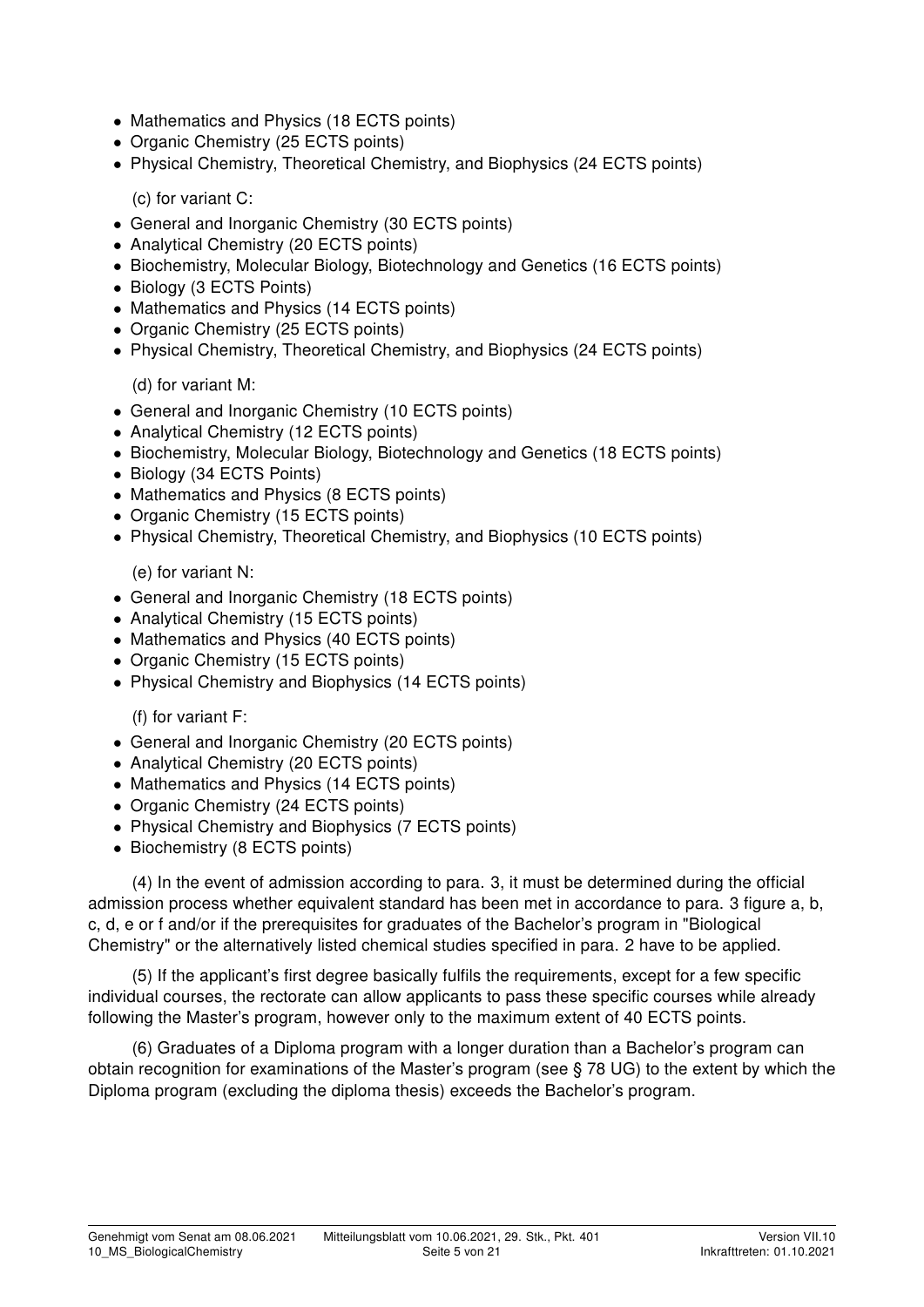- Mathematics and Physics (18 ECTS points)
- Organic Chemistry (25 ECTS points)
- Physical Chemistry, Theoretical Chemistry, and Biophysics (24 ECTS points)

(c) for variant C:

- General and Inorganic Chemistry (30 ECTS points)
- Analytical Chemistry (20 ECTS points)
- Biochemistry, Molecular Biology, Biotechnology and Genetics (16 ECTS points)
- Biology (3 ECTS Points)
- Mathematics and Physics (14 ECTS points)
- Organic Chemistry (25 ECTS points)
- Physical Chemistry, Theoretical Chemistry, and Biophysics (24 ECTS points)

(d) for variant M:

- General and Inorganic Chemistry (10 ECTS points)
- Analytical Chemistry (12 ECTS points)
- Biochemistry, Molecular Biology, Biotechnology and Genetics (18 ECTS points)
- Biology (34 ECTS Points)
- Mathematics and Physics (8 ECTS points)
- Organic Chemistry (15 ECTS points)
- Physical Chemistry, Theoretical Chemistry, and Biophysics (10 ECTS points)

(e) for variant N:

- General and Inorganic Chemistry (18 ECTS points)
- Analytical Chemistry (15 ECTS points)
- Mathematics and Physics (40 ECTS points)
- Organic Chemistry (15 ECTS points)
- Physical Chemistry and Biophysics (14 ECTS points)

(f) for variant F:

- General and Inorganic Chemistry (20 ECTS points)
- Analytical Chemistry (20 ECTS points)
- Mathematics and Physics (14 ECTS points)
- Organic Chemistry (24 ECTS points)
- Physical Chemistry and Biophysics (7 ECTS points)
- Biochemistry (8 ECTS points)

(4) In the event of admission according to para. 3, it must be determined during the official admission process whether equivalent standard has been met in accordance to para. 3 figure a, b, c, d, e or f and/or if the prerequisites for graduates of the Bachelor's program in "Biological Chemistry" or the alternatively listed chemical studies specified in para. 2 have to be applied.

(5) If the applicant's first degree basically fulfils the requirements, except for a few specific individual courses, the rectorate can allow applicants to pass these specific courses while already following the Master's program, however only to the maximum extent of 40 ECTS points.

(6) Graduates of a Diploma program with a longer duration than a Bachelor's program can obtain recognition for examinations of the Master's program (see § 78 UG) to the extent by which the Diploma program (excluding the diploma thesis) exceeds the Bachelor's program.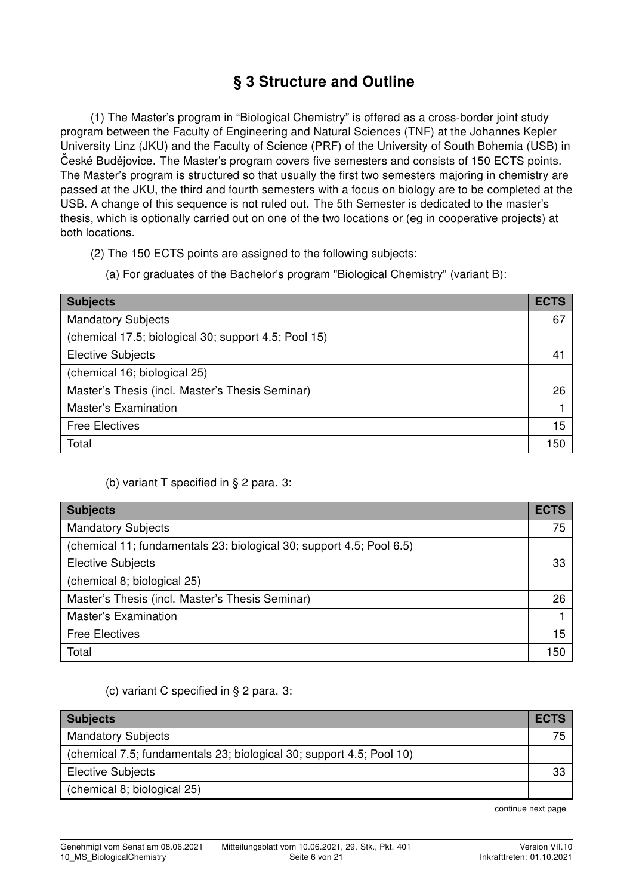# § 3 Structure and Outline

(1) The Master's program in "Biological Chemistry" is offered as a cross-border joint study program between the Faculty of Engineering and Natural Sciences (TNF) at the Johannes Kepler University Linz (JKU) and the Faculty of Science (PRF) of the University of South Bohemia (USB) in České Budějovice. The Master's program covers five semesters and consists of 150 ECTS points. The Master's program is structured so that usually the first two semesters majoring in chemistry are passed at the JKU, the third and fourth semesters with a focus on biology are to be completed at the USB. A change of this sequence is not ruled out. The 5th Semester is dedicated to the master's thesis, which is optionally carried out on one of the two locations or (eg in cooperative projects) at both locations.

(2) The 150 ECTS points are assigned to the following subjects:

(a) For graduates of the Bachelor's program "Biological Chemistry" (variant B):

| Subjects | ECTS |
|---|---|
| Mandatory Subjects | 67 |
| (chemical 17.5; biological 30; support 4.5; Pool 15) | |
| Elective Subjects | 41 |
| (chemical 16; biological 25) | |
| Master's Thesis (incl. Master's Thesis Seminar) | 26 |
| Master's Examination | 1 |
| Free Electives | 15 |
| Total | 150 |

(b) variant T specified in § 2 para. 3:

| Subjects | ECTS |
|---|---|
| Mandatory Subjects | 75 |
| (chemical 11; fundamentals 23; biological 30; support 4.5; Pool 6.5) | |
| Elective Subjects | 33 |
| (chemical 8; biological 25) | |
| Master's Thesis (incl. Master's Thesis Seminar) | 26 |
| Master's Examination | 1 |
| Free Electives | 15 |
| Total | 150 |

(c) variant C specified in § 2 para. 3:

| Subjects | ECTS |
|---|---|
| Mandatory Subjects | 75 |
| (chemical 7.5; fundamentals 23; biological 30; support 4.5; Pool 10) | |
| Elective Subjects | 33 |
| (chemical 8; biological 25) | |

continue next page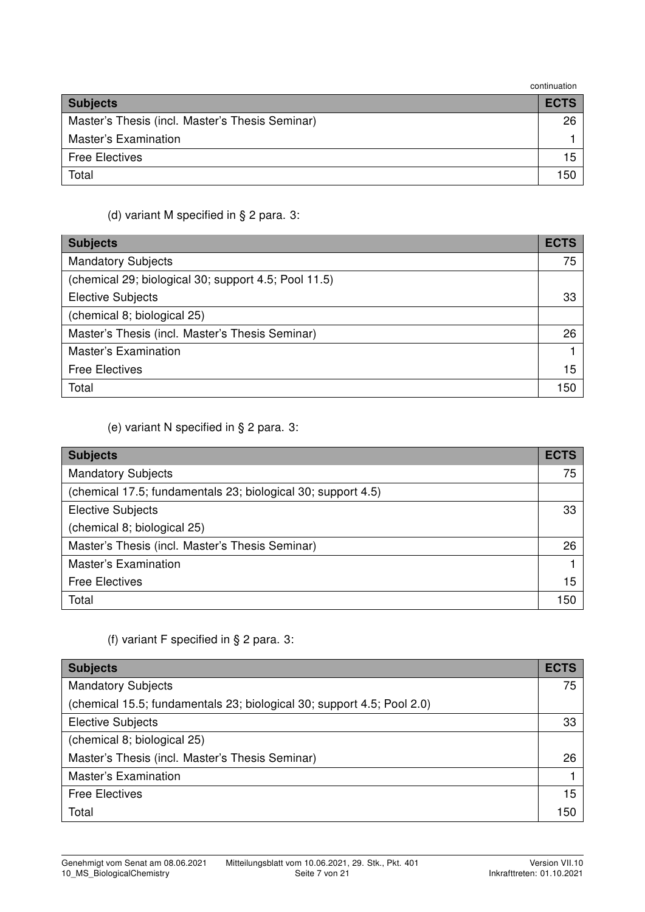continuation

| Subjects | ECTS |
| --- | --- |
| Master's Thesis (incl. Master's Thesis Seminar) | 26 |
| Master's Examination | 1 |
| Free Electives | 15 |
| Total | 150 |

(d) variant M specified in § 2 para. 3:

| Subjects | ECTS |
| --- | --- |
| Mandatory Subjects | 75 |
| (chemical 29; biological 30; support 4.5; Pool 11.5) | |
| Elective Subjects | 33 |
| (chemical 8; biological 25) | |
| Master's Thesis (incl. Master's Thesis Seminar) | 26 |
| Master's Examination | 1 |
| Free Electives | 15 |
| Total | 150 |

(e) variant N specified in § 2 para. 3:

| Subjects | ECTS |
| --- | --- |
| Mandatory Subjects | 75 |
| (chemical 17.5; fundamentals 23; biological 30; support 4.5) | |
| Elective Subjects | 33 |
| (chemical 8; biological 25) | |
| Master's Thesis (incl. Master's Thesis Seminar) | 26 |
| Master's Examination | 1 |
| Free Electives | 15 |
| Total | 150 |

(f) variant F specified in § 2 para. 3:

| Subjects | ECTS |
| --- | --- |
| Mandatory Subjects | 75 |
| (chemical 15.5; fundamentals 23; biological 30; support 4.5; Pool 2.0) | |
| Elective Subjects | 33 |
| (chemical 8; biological 25) | |
| Master's Thesis (incl. Master's Thesis Seminar) | 26 |
| Master's Examination | 1 |
| Free Electives | 15 |
| Total | 150 |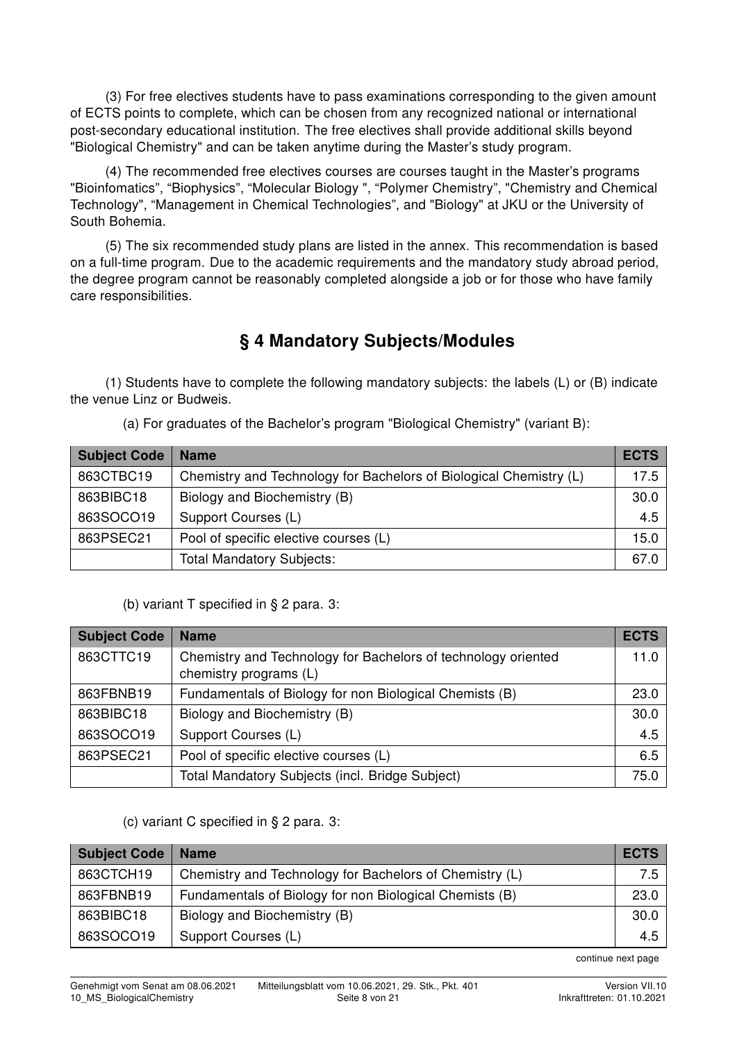(3) For free electives students have to pass examinations corresponding to the given amount of ECTS points to complete, which can be chosen from any recognized national or international post-secondary educational institution. The free electives shall provide additional skills beyond "Biological Chemistry" and can be taken anytime during the Master's study program.

(4) The recommended free electives courses are courses taught in the Master's programs "Bioinfomatics", "Biophysics", "Molecular Biology ", "Polymer Chemistry", "Chemistry and Chemical Technology", "Management in Chemical Technologies", and "Biology" at JKU or the University of South Bohemia.

(5) The six recommended study plans are listed in the annex. This recommendation is based on a full-time program. Due to the academic requirements and the mandatory study abroad period, the degree program cannot be reasonably completed alongside a job or for those who have family care responsibilities.

## § 4 Mandatory Subjects/Modules

(1) Students have to complete the following mandatory subjects: the labels (L) or (B) indicate the venue Linz or Budweis.

(a) For graduates of the Bachelor's program "Biological Chemistry" (variant B):

| Subject Code | Name | ECTS |
|---|---|---|
| 863CTBC19 | Chemistry and Technology for Bachelors of Biological Chemistry (L) | 17.5 |
| 863BIBC18 | Biology and Biochemistry (B) | 30.0 |
| 863SOCO19 | Support Courses (L) | 4.5 |
| 863PSEC21 | Pool of specific elective courses (L) | 15.0 |
| | Total Mandatory Subjects: | 67.0 |

(b) variant T specified in § 2 para. 3:

| Subject Code | Name | ECTS |
|---|---|---|
| 863CTTC19 | Chemistry and Technology for Bachelors of technology oriented chemistry programs (L) | 11.0 |
| 863FBNB19 | Fundamentals of Biology for non Biological Chemists (B) | 23.0 |
| 863BIBC18 | Biology and Biochemistry (B) | 30.0 |
| 863SOCO19 | Support Courses (L) | 4.5 |
| 863PSEC21 | Pool of specific elective courses (L) | 6.5 |
| | Total Mandatory Subjects (incl. Bridge Subject) | 75.0 |

(c) variant C specified in § 2 para. 3:

| Subject Code | Name | ECTS |
|---|---|---|
| 863CTCH19 | Chemistry and Technology for Bachelors of Chemistry (L) | 7.5 |
| 863FBNB19 | Fundamentals of Biology for non Biological Chemists (B) | 23.0 |
| 863BIBC18 | Biology and Biochemistry (B) | 30.0 |
| 863SOCO19 | Support Courses (L) | 4.5 |

continue next page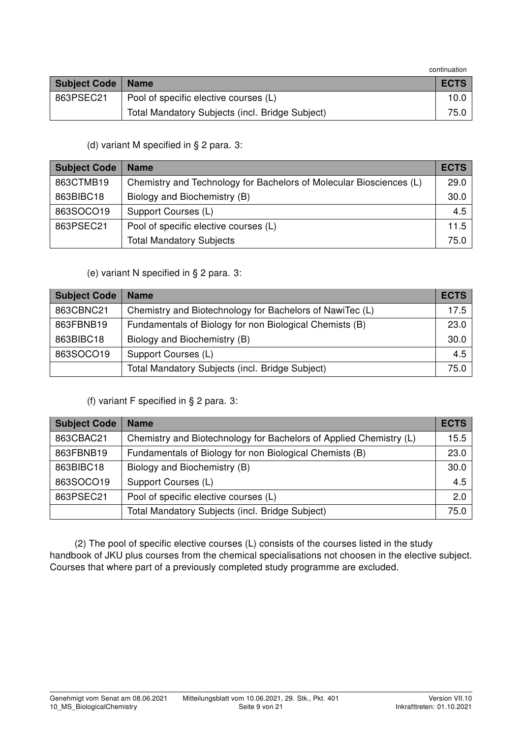continuation

| Subject Code | Name | ECTS |
|---|---|---|
| 863PSEC21 | Pool of specific elective courses (L) | 10.0 |
| | Total Mandatory Subjects (incl. Bridge Subject) | 75.0 |

(d) variant M specified in § 2 para. 3:

| Subject Code | Name | ECTS |
|---|---|---|
| 863CTMB19 | Chemistry and Technology for Bachelors of Molecular Biosciences (L) | 29.0 |
| 863BIBC18 | Biology and Biochemistry (B) | 30.0 |
| 863SOCO19 | Support Courses (L) | 4.5 |
| 863PSEC21 | Pool of specific elective courses (L) | 11.5 |
| | Total Mandatory Subjects | 75.0 |

(e) variant N specified in § 2 para. 3:

| Subject Code | Name | ECTS |
|---|---|---|
| 863CBNC21 | Chemistry and Biotechnology for Bachelors of NawiTec (L) | 17.5 |
| 863FBNB19 | Fundamentals of Biology for non Biological Chemists (B) | 23.0 |
| 863BIBC18 | Biology and Biochemistry (B) | 30.0 |
| 863SOCO19 | Support Courses (L) | 4.5 |
| | Total Mandatory Subjects (incl. Bridge Subject) | 75.0 |

(f) variant F specified in § 2 para. 3:

| Subject Code | Name | ECTS |
|---|---|---|
| 863CBAC21 | Chemistry and Biotechnology for Bachelors of Applied Chemistry (L) | 15.5 |
| 863FBNB19 | Fundamentals of Biology for non Biological Chemists (B) | 23.0 |
| 863BIBC18 | Biology and Biochemistry (B) | 30.0 |
| 863SOCO19 | Support Courses (L) | 4.5 |
| 863PSEC21 | Pool of specific elective courses (L) | 2.0 |
| | Total Mandatory Subjects (incl. Bridge Subject) | 75.0 |

(2) The pool of specific elective courses (L) consists of the courses listed in the study handbook of JKU plus courses from the chemical specialisations not choosen in the elective subject. Courses that where part of a previously completed study programme are excluded.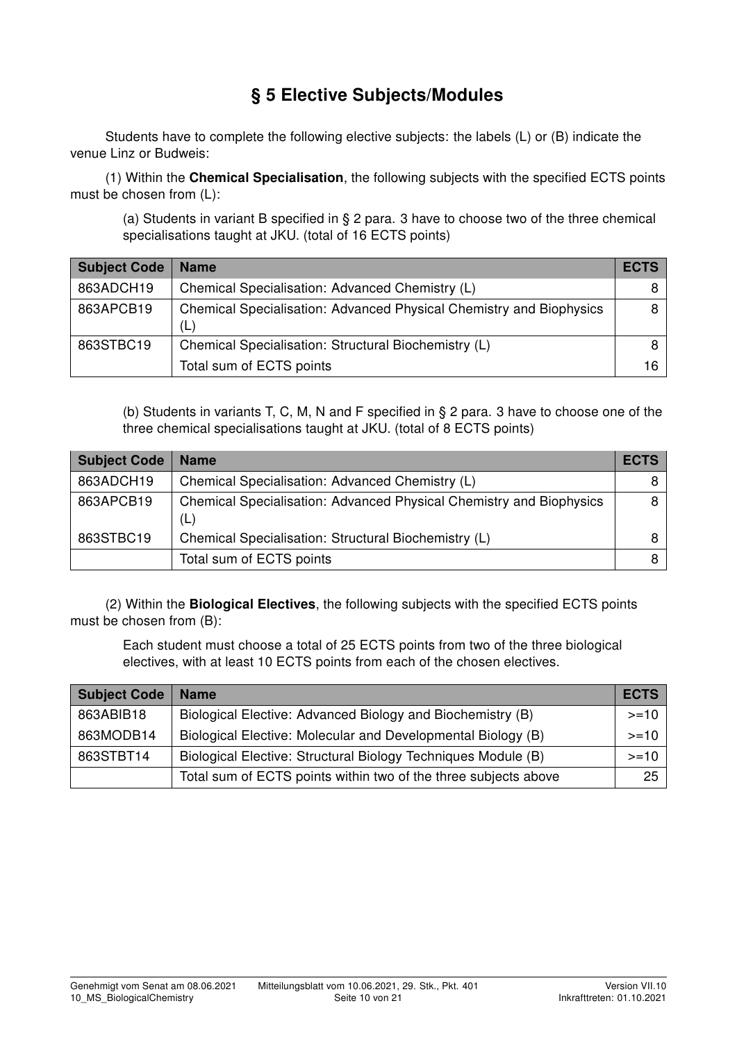# § 5 Elective Subjects/Modules

Students have to complete the following elective subjects: the labels (L) or (B) indicate the venue Linz or Budweis:

(1) Within the **Chemical Specialisation**, the following subjects with the specified ECTS points must be chosen from (L):

(a) Students in variant B specified in § 2 para. 3 have to choose two of the three chemical specialisations taught at JKU. (total of 16 ECTS points)

| Subject Code | Name | ECTS |
|---|---|---|
| 863ADCH19 | Chemical Specialisation: Advanced Chemistry (L) | 8 |
| 863APCB19 | Chemical Specialisation: Advanced Physical Chemistry and Biophysics (L) | 8 |
| 863STBC19 | Chemical Specialisation: Structural Biochemistry (L) | 8 |
| | Total sum of ECTS points | 16 |

(b) Students in variants T, C, M, N and F specified in § 2 para. 3 have to choose one of the three chemical specialisations taught at JKU. (total of 8 ECTS points)

| Subject Code | Name | ECTS |
|---|---|---|
| 863ADCH19 | Chemical Specialisation: Advanced Chemistry (L) | 8 |
| 863APCB19 | Chemical Specialisation: Advanced Physical Chemistry and Biophysics (L) | 8 |
| 863STBC19 | Chemical Specialisation: Structural Biochemistry (L) | 8 |
| | Total sum of ECTS points | 8 |

(2) Within the **Biological Electives**, the following subjects with the specified ECTS points must be chosen from (B):

Each student must choose a total of 25 ECTS points from two of the three biological electives, with at least 10 ECTS points from each of the chosen electives.

| Subject Code | Name | ECTS |
|---|---|---|
| 863ABIB18 | Biological Elective: Advanced Biology and Biochemistry (B) | >=10 |
| 863MODB14 | Biological Elective: Molecular and Developmental Biology (B) | >=10 |
| 863STBT14 | Biological Elective: Structural Biology Techniques Module (B) | >=10 |
| | Total sum of ECTS points within two of the three subjects above | 25 |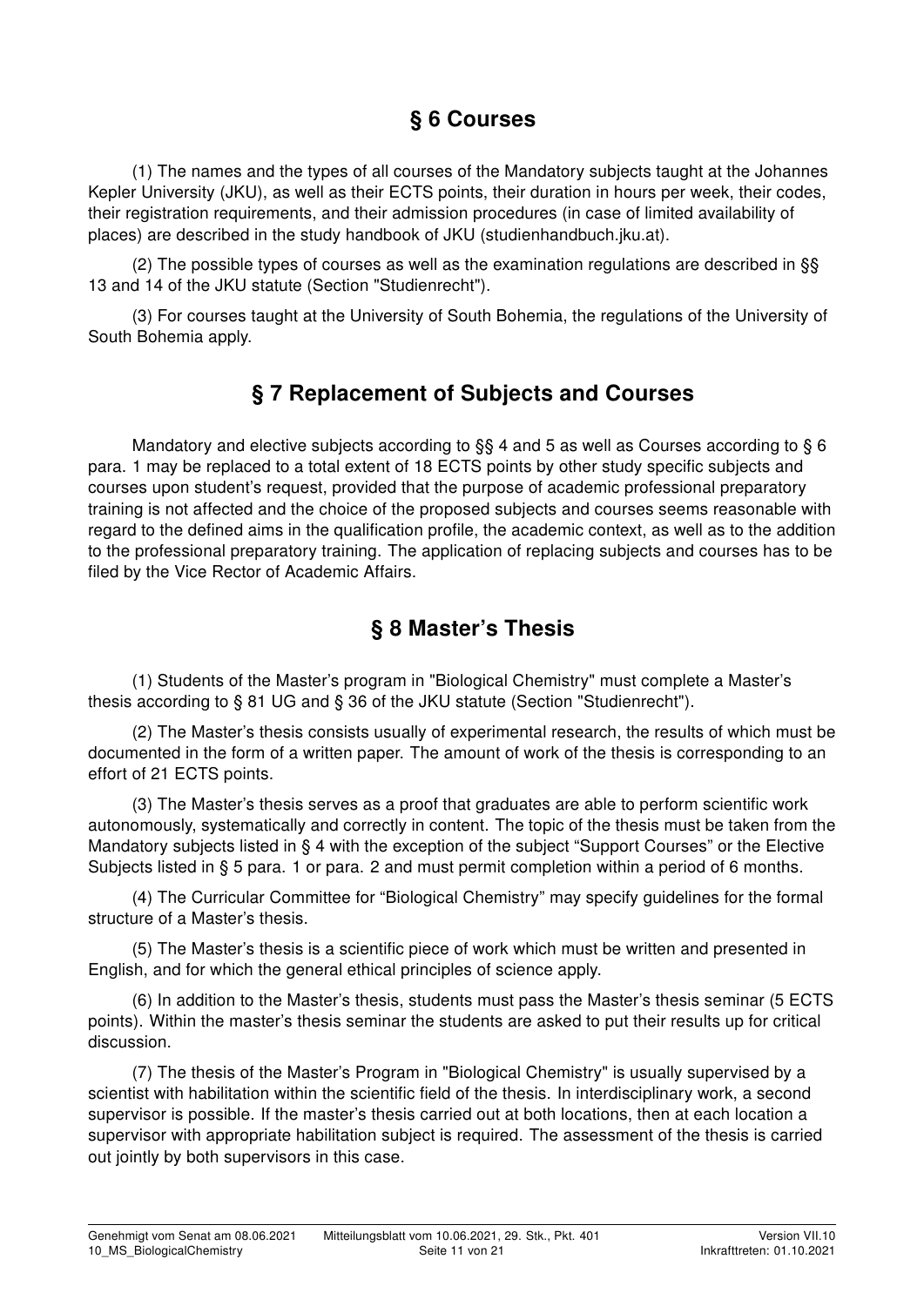## § 6 Courses

(1) The names and the types of all courses of the Mandatory subjects taught at the Johannes Kepler University (JKU), as well as their ECTS points, their duration in hours per week, their codes, their registration requirements, and their admission procedures (in case of limited availability of places) are described in the study handbook of JKU (studienhandbuch.jku.at).

(2) The possible types of courses as well as the examination regulations are described in §§ 13 and 14 of the JKU statute (Section "Studienrecht").

(3) For courses taught at the University of South Bohemia, the regulations of the University of South Bohemia apply.

## § 7 Replacement of Subjects and Courses

Mandatory and elective subjects according to §§ 4 and 5 as well as Courses according to § 6 para. 1 may be replaced to a total extent of 18 ECTS points by other study specific subjects and courses upon student's request, provided that the purpose of academic professional preparatory training is not affected and the choice of the proposed subjects and courses seems reasonable with regard to the defined aims in the qualification profile, the academic context, as well as to the addition to the professional preparatory training. The application of replacing subjects and courses has to be filed by the Vice Rector of Academic Affairs.

## § 8 Master's Thesis

(1) Students of the Master's program in "Biological Chemistry" must complete a Master's thesis according to § 81 UG and § 36 of the JKU statute (Section "Studienrecht").

(2) The Master's thesis consists usually of experimental research, the results of which must be documented in the form of a written paper. The amount of work of the thesis is corresponding to an effort of 21 ECTS points.

(3) The Master's thesis serves as a proof that graduates are able to perform scientific work autonomously, systematically and correctly in content. The topic of the thesis must be taken from the Mandatory subjects listed in § 4 with the exception of the subject "Support Courses" or the Elective Subjects listed in § 5 para. 1 or para. 2 and must permit completion within a period of 6 months.

(4) The Curricular Committee for "Biological Chemistry" may specify guidelines for the formal structure of a Master's thesis.

(5) The Master's thesis is a scientific piece of work which must be written and presented in English, and for which the general ethical principles of science apply.

(6) In addition to the Master's thesis, students must pass the Master's thesis seminar (5 ECTS points). Within the master's thesis seminar the students are asked to put their results up for critical discussion.

(7) The thesis of the Master's Program in "Biological Chemistry" is usually supervised by a scientist with habilitation within the scientific field of the thesis. In interdisciplinary work, a second supervisor is possible. If the master's thesis carried out at both locations, then at each location a supervisor with appropriate habilitation subject is required. The assessment of the thesis is carried out jointly by both supervisors in this case.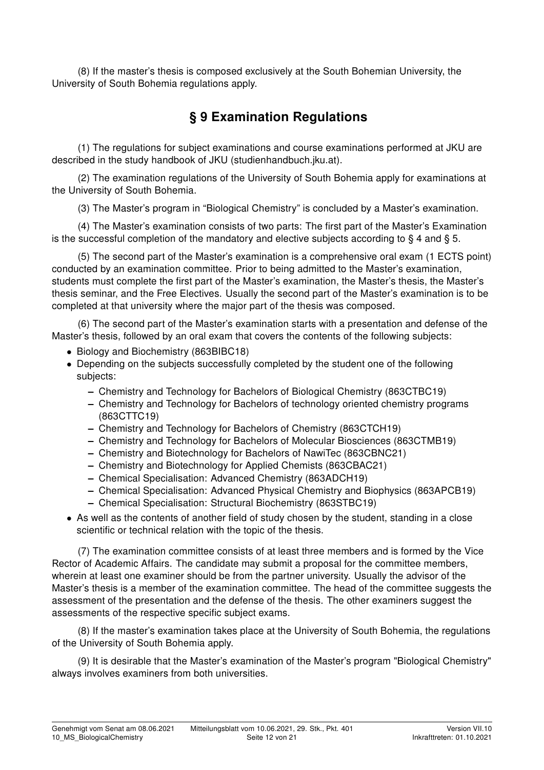(8) If the master's thesis is composed exclusively at the South Bohemian University, the University of South Bohemia regulations apply.

## § 9 Examination Regulations

(1) The regulations for subject examinations and course examinations performed at JKU are described in the study handbook of JKU (studienhandbuch.jku.at).

(2) The examination regulations of the University of South Bohemia apply for examinations at the University of South Bohemia.

(3) The Master's program in "Biological Chemistry" is concluded by a Master's examination.

(4) The Master's examination consists of two parts: The first part of the Master's Examination is the successful completion of the mandatory and elective subjects according to § 4 and § 5.

(5) The second part of the Master's examination is a comprehensive oral exam (1 ECTS point) conducted by an examination committee. Prior to being admitted to the Master's examination, students must complete the first part of the Master's examination, the Master's thesis, the Master's thesis seminar, and the Free Electives. Usually the second part of the Master's examination is to be completed at that university where the major part of the thesis was composed.

(6) The second part of the Master's examination starts with a presentation and defense of the Master's thesis, followed by an oral exam that covers the contents of the following subjects:

- Biology and Biochemistry (863BIBC18)
- Depending on the subjects successfully completed by the student one of the following subjects:
  - Chemistry and Technology for Bachelors of Biological Chemistry (863CTBC19)
  - Chemistry and Technology for Bachelors of technology oriented chemistry programs (863CTTC19)
  - Chemistry and Technology for Bachelors of Chemistry (863CTCH19)
  - Chemistry and Technology for Bachelors of Molecular Biosciences (863CTMB19)
  - Chemistry and Biotechnology for Bachelors of NawiTec (863CBNC21)
  - Chemistry and Biotechnology for Applied Chemists (863CBAC21)
  - Chemical Specialisation: Advanced Chemistry (863ADCH19)
  - Chemical Specialisation: Advanced Physical Chemistry and Biophysics (863APCB19)
  - Chemical Specialisation: Structural Biochemistry (863STBC19)
- As well as the contents of another field of study chosen by the student, standing in a close scientific or technical relation with the topic of the thesis.

(7) The examination committee consists of at least three members and is formed by the Vice Rector of Academic Affairs. The candidate may submit a proposal for the committee members, wherein at least one examiner should be from the partner university. Usually the advisor of the Master's thesis is a member of the examination committee. The head of the committee suggests the assessment of the presentation and the defense of the thesis. The other examiners suggest the assessments of the respective specific subject exams.

(8) If the master's examination takes place at the University of South Bohemia, the regulations of the University of South Bohemia apply.

(9) It is desirable that the Master's examination of the Master's program "Biological Chemistry" always involves examiners from both universities.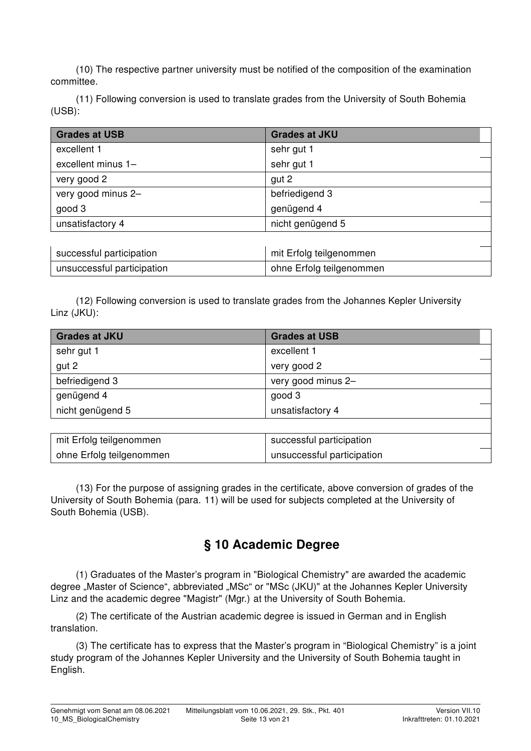(10) The respective partner university must be notified of the composition of the examination committee.

(11) Following conversion is used to translate grades from the University of South Bohemia (USB):

| Grades at USB | Grades at JKU |
|---|---|
| excellent 1 | sehr gut 1 |
| excellent minus 1– | sehr gut 1 |
| very good 2 | gut 2 |
| very good minus 2– | befriedigend 3 |
| good 3 | genügend 4 |
| unsatisfactory 4 | nicht genügend 5 |
| | |
| successful participation | mit Erfolg teilgenommen |
| unsuccessful participation | ohne Erfolg teilgenommen |

(12) Following conversion is used to translate grades from the Johannes Kepler University Linz (JKU):

| Grades at JKU | Grades at USB |
|---|---|
| sehr gut 1 | excellent 1 |
| gut 2 | very good 2 |
| befriedigend 3 | very good minus 2– |
| genügend 4 | good 3 |
| nicht genügend 5 | unsatisfactory 4 |
| | |
| mit Erfolg teilgenommen | successful participation |
| ohne Erfolg teilgenommen | unsuccessful participation |

(13) For the purpose of assigning grades in the certificate, above conversion of grades of the University of South Bohemia (para. 11) will be used for subjects completed at the University of South Bohemia (USB).

## § 10 Academic Degree

(1) Graduates of the Master's program in "Biological Chemistry" are awarded the academic degree „Master of Science", abbreviated „MSc" or "MSc (JKU)" at the Johannes Kepler University Linz and the academic degree "Magistr" (Mgr.) at the University of South Bohemia.

(2) The certificate of the Austrian academic degree is issued in German and in English translation.

(3) The certificate has to express that the Master's program in "Biological Chemistry" is a joint study program of the Johannes Kepler University and the University of South Bohemia taught in English.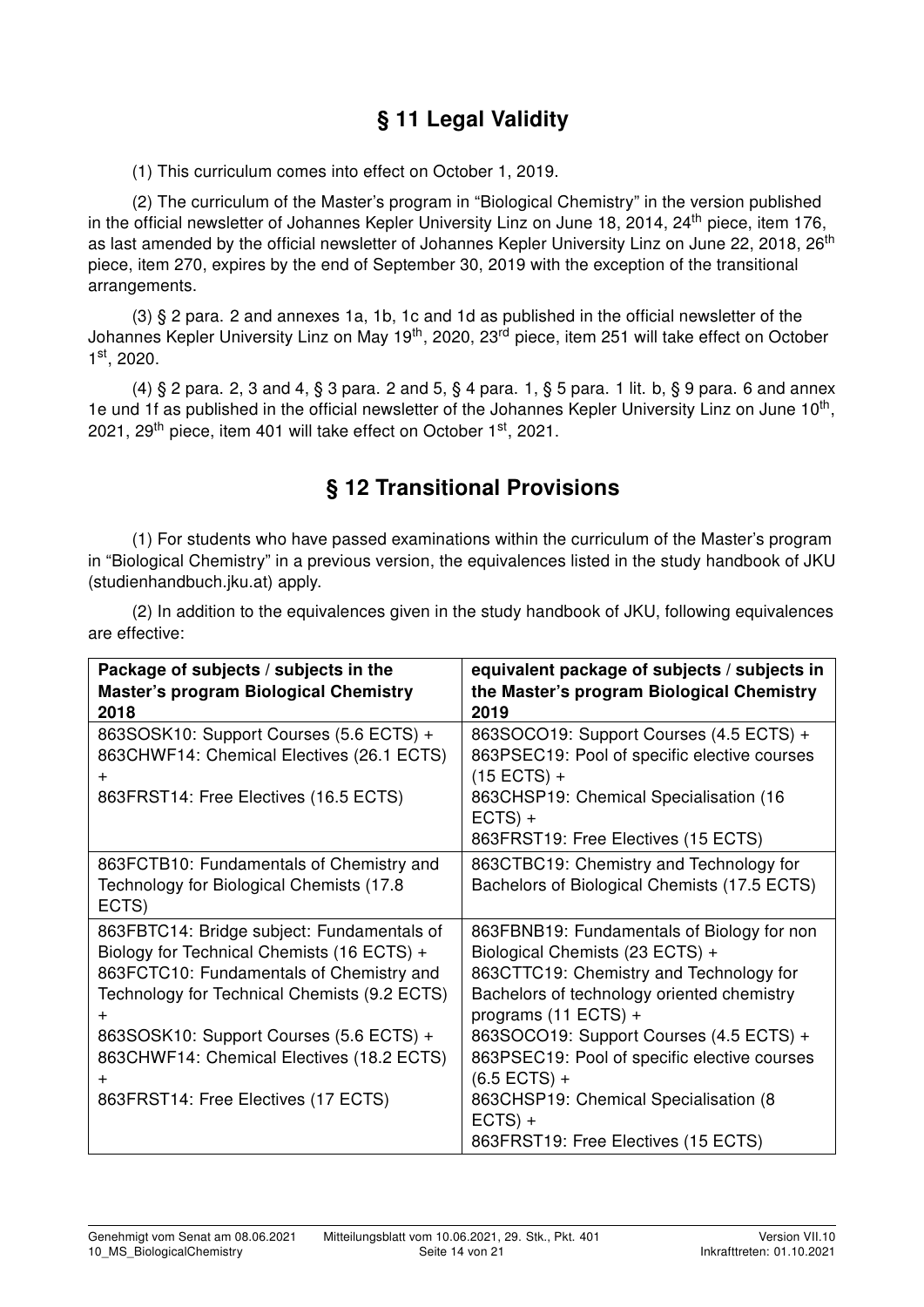## § 11 Legal Validity

(1) This curriculum comes into effect on October 1, 2019.

(2) The curriculum of the Master's program in "Biological Chemistry" in the version published in the official newsletter of Johannes Kepler University Linz on June 18, 2014, 24th piece, item 176, as last amended by the official newsletter of Johannes Kepler University Linz on June 22, 2018, 26th piece, item 270, expires by the end of September 30, 2019 with the exception of the transitional arrangements.

(3) § 2 para. 2 and annexes 1a, 1b, 1c and 1d as published in the official newsletter of the Johannes Kepler University Linz on May 19th, 2020, 23rd piece, item 251 will take effect on October 1st, 2020.

(4) § 2 para. 2, 3 and 4, § 3 para. 2 and 5, § 4 para. 1, § 5 para. 1 lit. b, § 9 para. 6 and annex 1e und 1f as published in the official newsletter of the Johannes Kepler University Linz on June 10th, 2021, 29th piece, item 401 will take effect on October 1st, 2021.

## § 12 Transitional Provisions

(1) For students who have passed examinations within the curriculum of the Master's program in "Biological Chemistry" in a previous version, the equivalences listed in the study handbook of JKU (studienhandbuch.jku.at) apply.

(2) In addition to the equivalences given in the study handbook of JKU, following equivalences are effective:

| **Package of subjects / subjects in the Master's program Biological Chemistry 2018** | **equivalent package of subjects / subjects in the Master's program Biological Chemistry 2019** |
|---|---|
| 863SOSK10: Support Courses (5.6 ECTS) + 863CHWF14: Chemical Electives (26.1 ECTS) + 863FRST14: Free Electives (16.5 ECTS) | 863SOCO19: Support Courses (4.5 ECTS) + 863PSEC19: Pool of specific elective courses (15 ECTS) + 863CHSP19: Chemical Specialisation (16 ECTS) + 863FRST19: Free Electives (15 ECTS) |
| 863FCTB10: Fundamentals of Chemistry and Technology for Biological Chemists (17.8 ECTS) | 863CTBC19: Chemistry and Technology for Bachelors of Biological Chemists (17.5 ECTS) |
| 863FBTC14: Bridge subject: Fundamentals of Biology for Technical Chemists (16 ECTS) + 863FCTC10: Fundamentals of Chemistry and Technology for Technical Chemists (9.2 ECTS) + 863SOSK10: Support Courses (5.6 ECTS) + 863CHWF14: Chemical Electives (18.2 ECTS) + 863FRST14: Free Electives (17 ECTS) | 863FBNB19: Fundamentals of Biology for non Biological Chemists (23 ECTS) + 863CTTC19: Chemistry and Technology for Bachelors of technology oriented chemistry programs (11 ECTS) + 863SOCO19: Support Courses (4.5 ECTS) + 863PSEC19: Pool of specific elective courses (6.5 ECTS) + 863CHSP19: Chemical Specialisation (8 ECTS) + 863FRST19: Free Electives (15 ECTS) |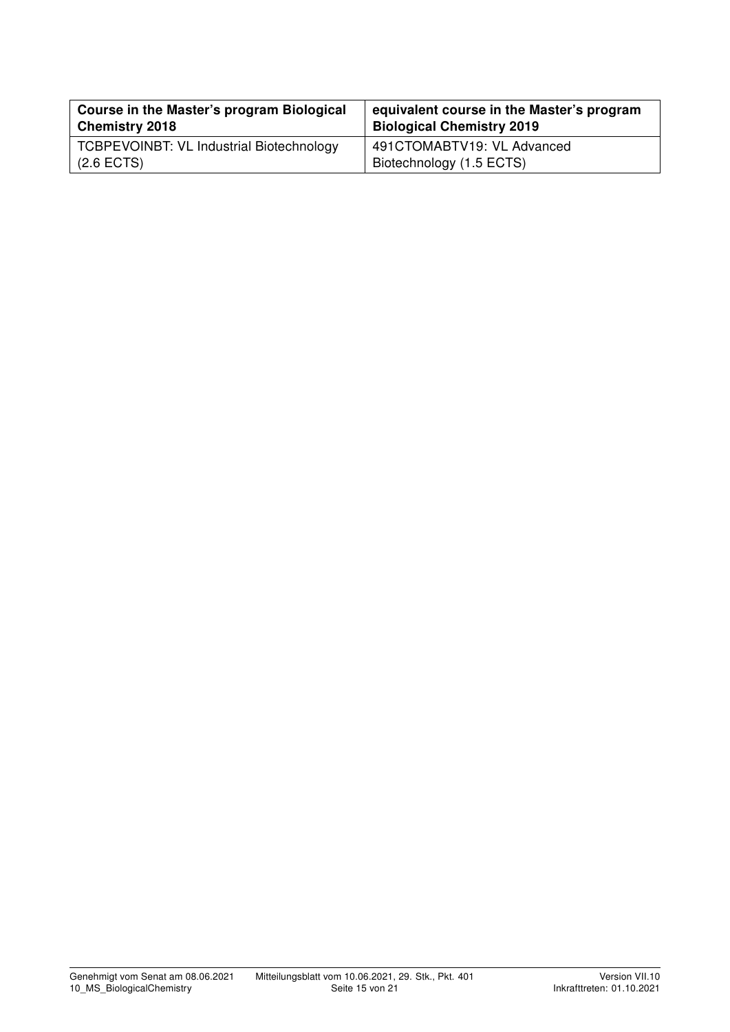| Course in the Master's program Biological Chemistry 2018 | equivalent course in the Master's program Biological Chemistry 2019 |
|---|---|
| TCBPEVOINBT: VL Industrial Biotechnology (2.6 ECTS) | 491CTOMABTV19: VL Advanced Biotechnology (1.5 ECTS) |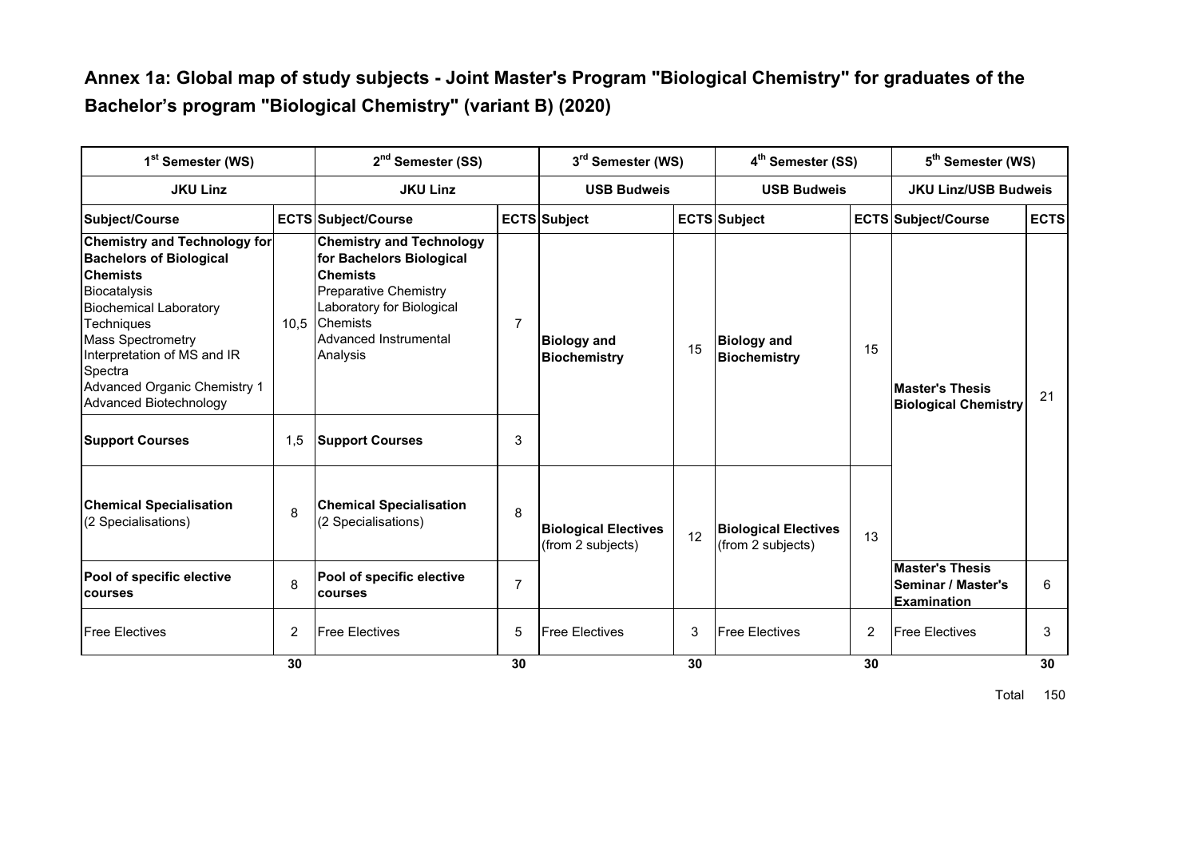# Annex 1a: Global map of study subjects - Joint Master's Program "Biological Chemistry" for graduates of the Bachelor's program "Biological Chemistry" (variant B) (2020)

| 1st Semester (WS) | | 2nd Semester (SS) | | 3rd Semester (WS) | | 4th Semester (SS) | | 5th Semester (WS) | |
|---|---|---|---|---|---|---|---|---|---|
| **JKU Linz** | | **JKU Linz** | | **USB Budweis** | | **USB Budweis** | | **JKU Linz/USB Budweis** | |
| **Subject/Course** | **ECTS** | **Subject/Course** | **ECTS** | **Subject** | **ECTS** | **Subject** | **ECTS** | **Subject/Course** | **ECTS** |
| **Chemistry and Technology for Bachelors of Biological Chemists**<br>Biocatalysis<br>Biochemical Laboratory Techniques<br>Mass Spectrometry<br>Interpretation of MS and IR Spectra<br>Advanced Organic Chemistry 1<br>Advanced Biotechnology | 10,5 | **Chemistry and Technology for Bachelors Biological Chemists**<br>Preparative Chemistry Laboratory for Biological Chemists<br>Advanced Instrumental Analysis | 7 | **Biology and Biochemistry** | 15 | **Biology and Biochemistry** | 15 | **Master's Thesis Biological Chemistry** | 21 |
| **Support Courses** | 1,5 | **Support Courses** | 3 | | | | | | |
| **Chemical Specialisation** (2 Specialisations) | 8 | **Chemical Specialisation** (2 Specialisations) | 8 | **Biological Electives** (from 2 subjects) | 12 | **Biological Electives** (from 2 subjects) | 13 | | |
| **Pool of specific elective courses** | 8 | **Pool of specific elective courses** | 7 | | | | | **Master's Thesis Seminar / Master's Examination** | 6 |
| Free Electives | 2 | Free Electives | 5 | Free Electives | 3 | Free Electives | 2 | Free Electives | 3 |
| | **30** | | **30** | | **30** | | **30** | | **30** |

Total 150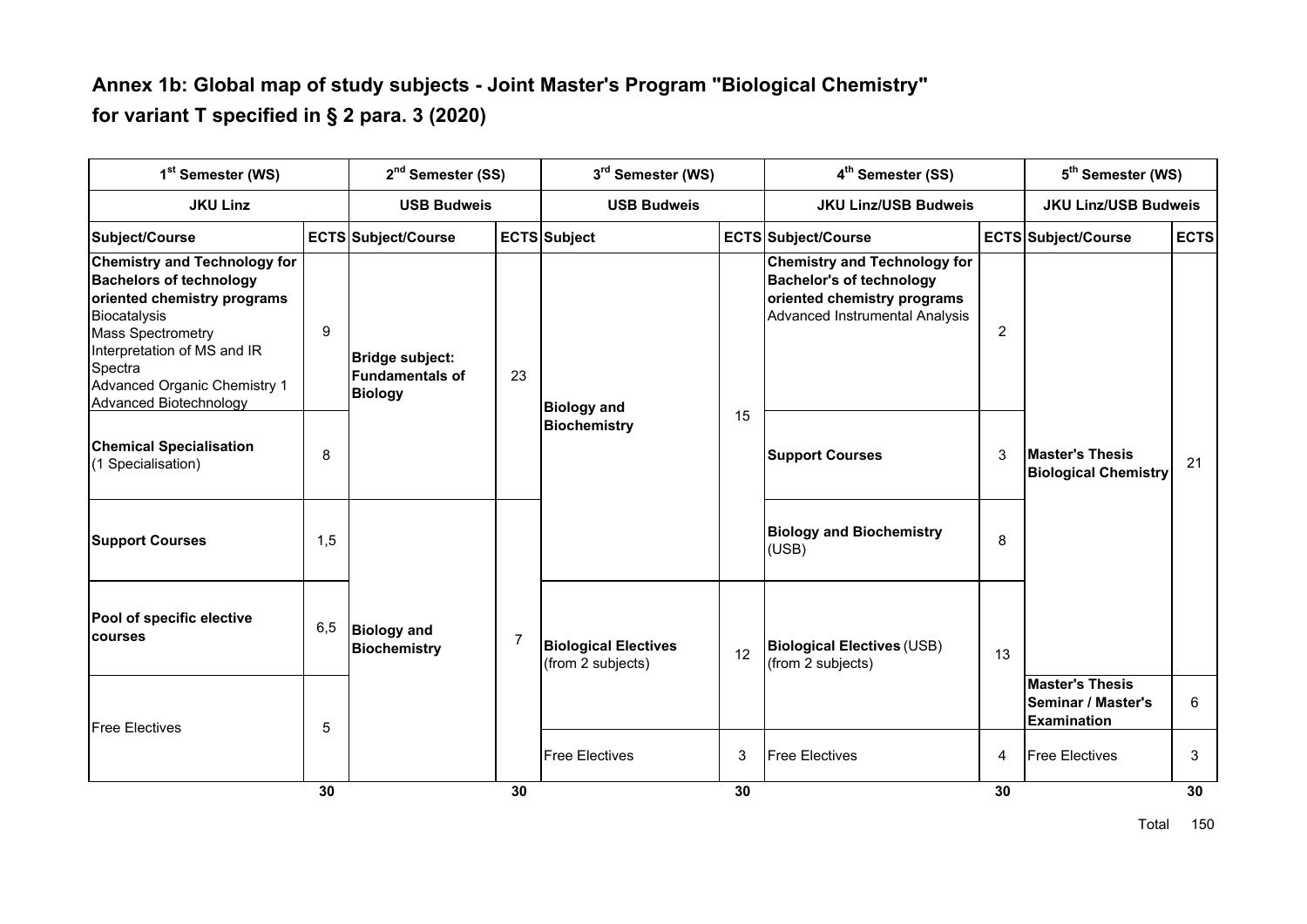## Annex 1b: Global map of study subjects - Joint Master's Program "Biological Chemistry" for variant T specified in § 2 para. 3 (2020)

| 1st Semester (WS) | | 2nd Semester (SS) | | 3rd Semester (WS) | | 4th Semester (SS) | | 5th Semester (WS) | |
|---|---|---|---|---|---|---|---|---|---|
| **JKU Linz** | | **USB Budweis** | | **USB Budweis** | | **JKU Linz/USB Budweis** | | **JKU Linz/USB Budweis** | |
| **Subject/Course** | **ECTS** | **Subject/Course** | **ECTS** | **Subject** | **ECTS** | **Subject/Course** | **ECTS** | **Subject/Course** | **ECTS** |
| **Chemistry and Technology for Bachelors of technology oriented chemistry programs** Biocatalysis, Mass Spectrometry, Interpretation of MS and IR Spectra, Advanced Organic Chemistry 1, Advanced Biotechnology | 9 | **Bridge subject: Fundamentals of Biology** | 23 | **Biology and Biochemistry** | 15 | **Chemistry and Technology for Bachelor's of technology oriented chemistry programs** Advanced Instrumental Analysis | 2 | **Master's Thesis Biological Chemistry** | 21 |
| **Chemical Specialisation** (1 Specialisation) | 8 | | | | | **Support Courses** | 3 | | |
| **Support Courses** | 1,5 | **Biology and Biochemistry** | 7 | | | **Biology and Biochemistry** (USB) | 8 | | |
| **Pool of specific elective courses** | 6,5 | | | **Biological Electives** (from 2 subjects) | 12 | **Biological Electives** (USB) (from 2 subjects) | 13 | | |
| Free Electives | 5 | | | | | | | **Master's Thesis Seminar / Master's Examination** | 6 |
| | | | | Free Electives | 3 | Free Electives | 4 | Free Electives | 3 |
| | **30** | | **30** | | **30** | | **30** | | **30** |

Total 150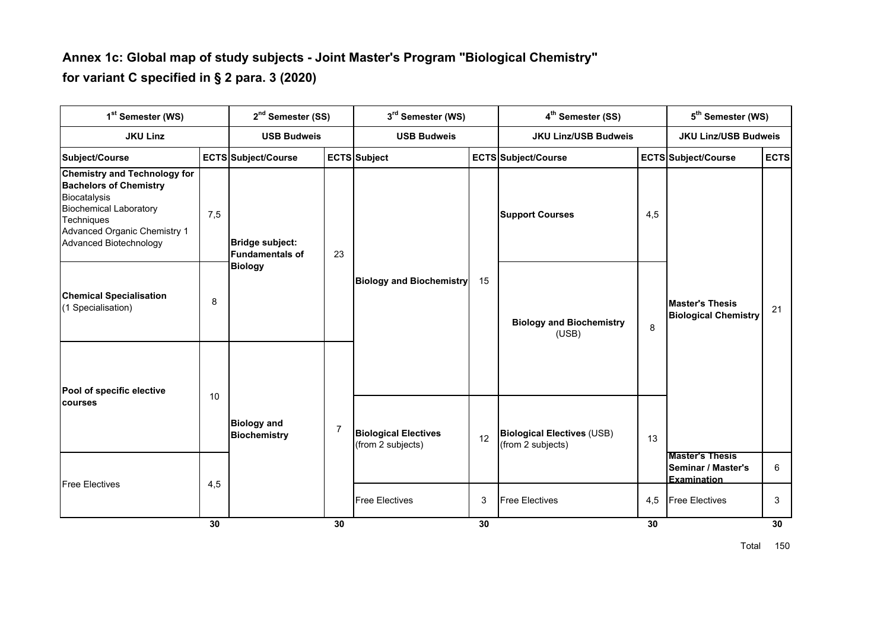## Annex 1c: Global map of study subjects - Joint Master's Program "Biological Chemistry" for variant C specified in § 2 para. 3 (2020)

| 1st Semester (WS) | | 2nd Semester (SS) | | 3rd Semester (WS) | | 4th Semester (SS) | | 5th Semester (WS) | |
|---|---|---|---|---|---|---|---|---|---|
| **JKU Linz** | | **USB Budweis** | | **USB Budweis** | | **JKU Linz/USB Budweis** | | **JKU Linz/USB Budweis** | |
| **Subject/Course** | **ECTS** | **Subject/Course** | **ECTS** | **Subject** | **ECTS** | **Subject/Course** | **ECTS** | **Subject/Course** | **ECTS** |
| **Chemistry and Technology for Bachelors of Chemistry** Biocatalysis, Biochemical Laboratory Techniques, Advanced Organic Chemistry 1, Advanced Biotechnology | 7,5 | **Bridge subject: Fundamentals of Biology** | 23 | **Biology and Biochemistry** | 15 | **Support Courses** | 4,5 | **Master's Thesis Biological Chemistry** | 21 |
| **Chemical Specialisation** (1 Specialisation) | 8 | | | | | **Biology and Biochemistry** (USB) | 8 | | |
| **Pool of specific elective courses** | 10 | **Biology and Biochemistry** | 7 | **Biological Electives** (from 2 subjects) | 12 | **Biological Electives** (USB) (from 2 subjects) | 13 | | |
| Free Electives | 4,5 | | | | | | | **Master's Thesis Seminar / Master's Examination** | 6 |
| | | | | Free Electives | 3 | Free Electives | 4,5 | Free Electives | 3 |
| | **30** | | **30** | | **30** | | **30** | | **30** |

Total 150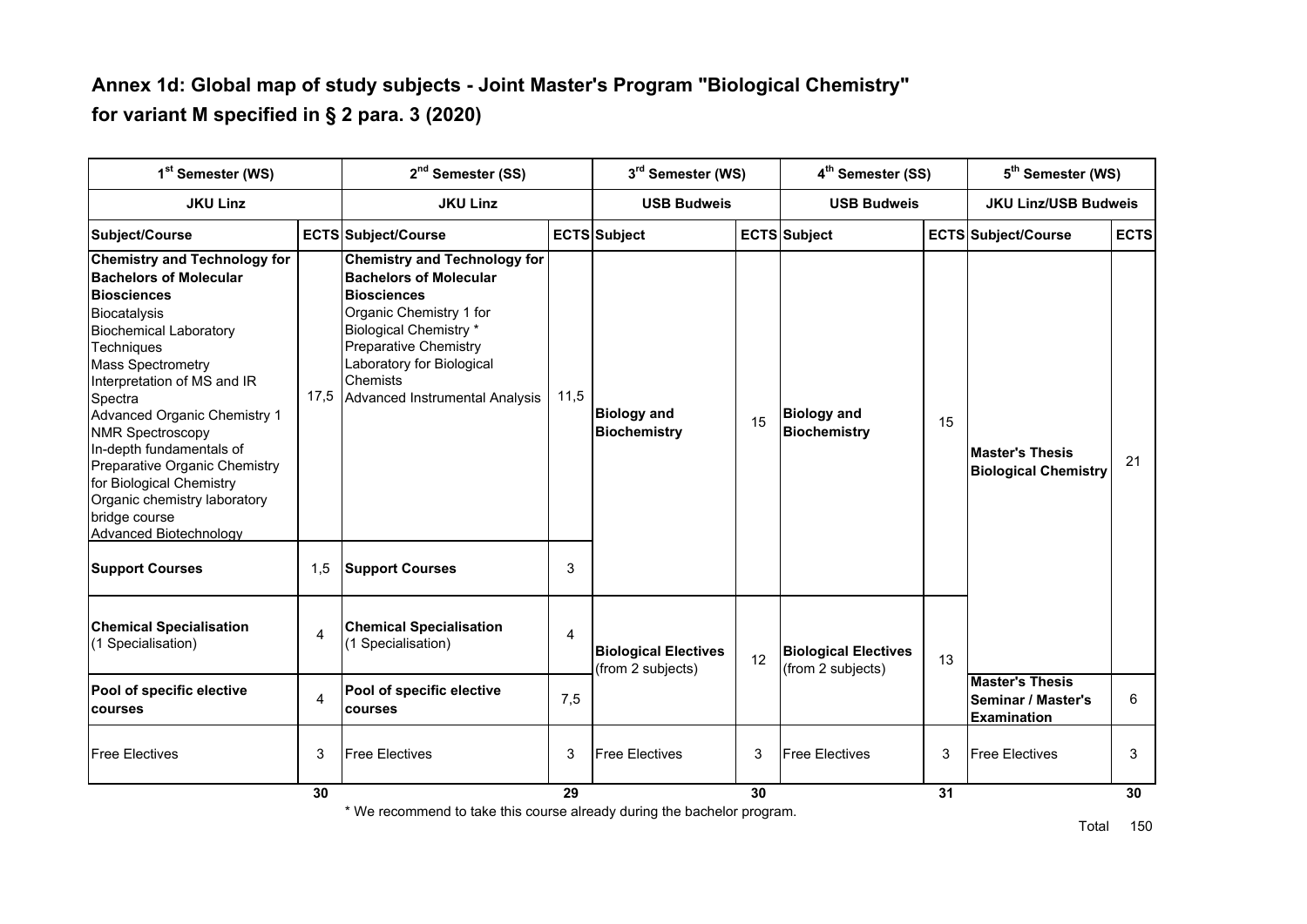# Annex 1d: Global map of study subjects - Joint Master's Program "Biological Chemistry" for variant M specified in § 2 para. 3 (2020)

| 1st Semester (WS) | | 2nd Semester (SS) | | 3rd Semester (WS) | | 4th Semester (SS) | | 5th Semester (WS) | |
|---|---|---|---|---|---|---|---|---|---|
| **JKU Linz** | | **JKU Linz** | | **USB Budweis** | | **USB Budweis** | | **JKU Linz/USB Budweis** | |
| **Subject/Course** | **ECTS** | **Subject/Course** | **ECTS** | **Subject** | **ECTS** | **Subject** | **ECTS** | **Subject/Course** | **ECTS** |
| **Chemistry and Technology for Bachelors of Molecular Biosciences**<br>Biocatalysis<br>Biochemical Laboratory Techniques<br>Mass Spectrometry<br>Interpretation of MS and IR Spectra<br>Advanced Organic Chemistry 1<br>NMR Spectroscopy<br>In-depth fundamentals of Preparative Organic Chemistry for Biological Chemistry<br>Organic chemistry laboratory bridge course<br>Advanced Biotechnology | 17,5 | **Chemistry and Technology for Bachelors of Molecular Biosciences**<br>Organic Chemistry 1 for Biological Chemistry *<br>Preparative Chemistry Laboratory for Biological Chemists<br>Advanced Instrumental Analysis | 11,5 | **Biology and Biochemistry** | 15 | **Biology and Biochemistry** | 15 | **Master's Thesis Biological Chemistry** | 21 |
| **Support Courses** | 1,5 | **Support Courses** | 3 | | | | | | |
| **Chemical Specialisation** (1 Specialisation) | 4 | **Chemical Specialisation** (1 Specialisation) | 4 | **Biological Electives** (from 2 subjects) | 12 | **Biological Electives** (from 2 subjects) | 13 | | |
| **Pool of specific elective courses** | 4 | **Pool of specific elective courses** | 7,5 | | | | | **Master's Thesis Seminar / Master's Examination** | 6 |
| Free Electives | 3 | Free Electives | 3 | Free Electives | 3 | Free Electives | 3 | Free Electives | 3 |
| | **30** | | **29** | | **30** | | **31** | | **30** |

\* We recommend to take this course already during the bachelor program.

Total 150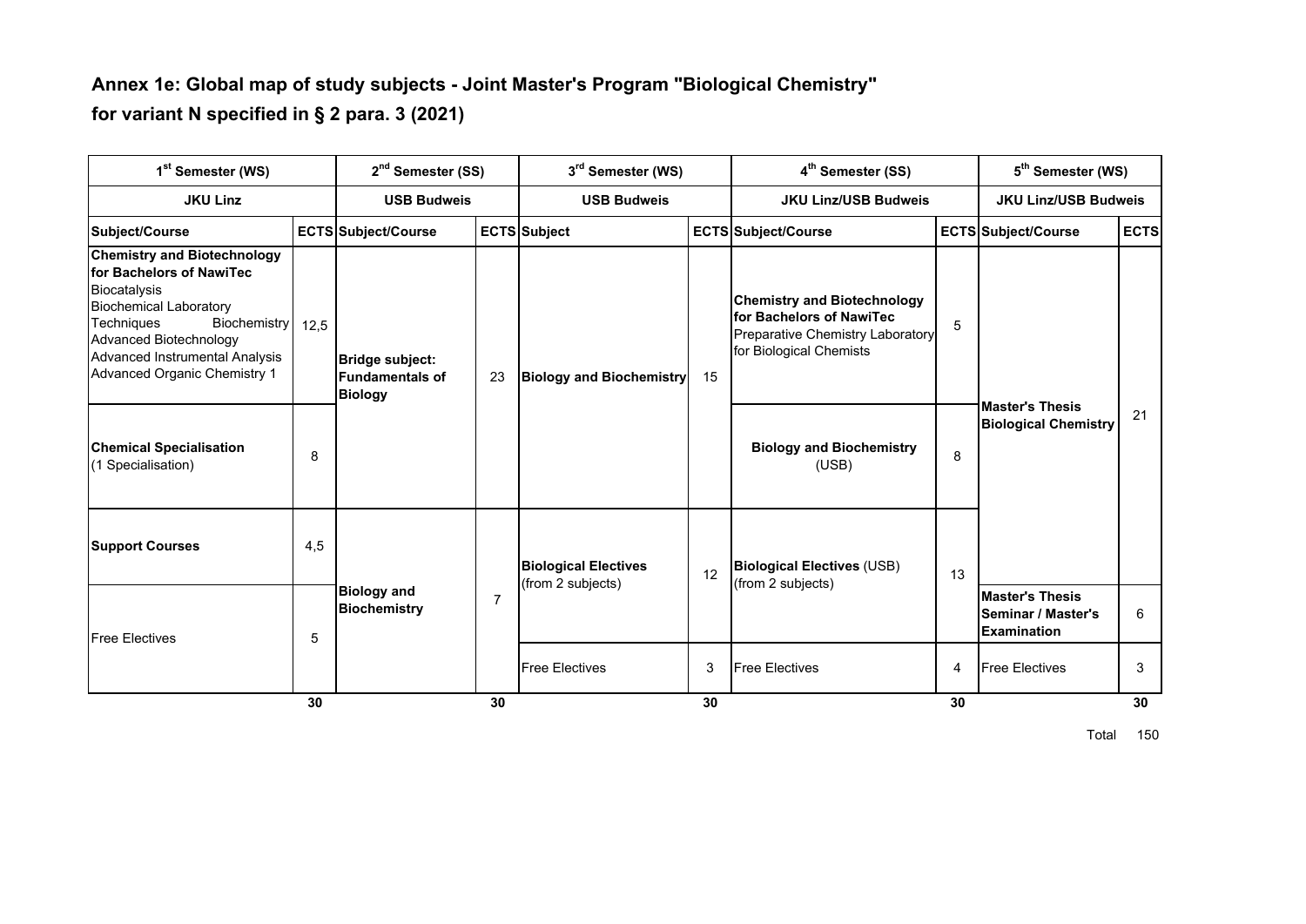# Annex 1e: Global map of study subjects - Joint Master's Program "Biological Chemistry"

## for variant N specified in § 2 para. 3 (2021)

| 1st Semester (WS) | | 2nd Semester (SS) | | 3rd Semester (WS) | | 4th Semester (SS) | | 5th Semester (WS) | |
|---|---|---|---|---|---|---|---|---|---|
| **JKU Linz** | | **USB Budweis** | | **USB Budweis** | | **JKU Linz/USB Budweis** | | **JKU Linz/USB Budweis** | |
| **Subject/Course** | **ECTS** | **Subject/Course** | **ECTS** | **Subject** | **ECTS** | **Subject/Course** | **ECTS** | **Subject/Course** | **ECTS** |
| **Chemistry and Biotechnology for Bachelors of NawiTec** Biocatalysis, Biochemical Laboratory Techniques Biochemistry, Advanced Biotechnology, Advanced Instrumental Analysis, Advanced Organic Chemistry 1 | 12,5 | **Bridge subject: Fundamentals of Biology** | 23 | **Biology and Biochemistry** | 15 | **Chemistry and Biotechnology for Bachelors of NawiTec** Preparative Chemistry Laboratory for Biological Chemists | 5 | **Master's Thesis Biological Chemistry** | 21 |
| **Chemical Specialisation** (1 Specialisation) | 8 | | | | | **Biology and Biochemistry** (USB) | 8 | | |
| **Support Courses** | 4,5 | **Biology and Biochemistry** | 7 | **Biological Electives** (from 2 subjects) | 12 | **Biological Electives** (USB) (from 2 subjects) | 13 | | |
| Free Electives | 5 | | | | | | | **Master's Thesis Seminar / Master's Examination** | 6 |
| | | | | Free Electives | 3 | Free Electives | 4 | Free Electives | 3 |
| | **30** | | **30** | | **30** | | **30** | | **30** |

Total 150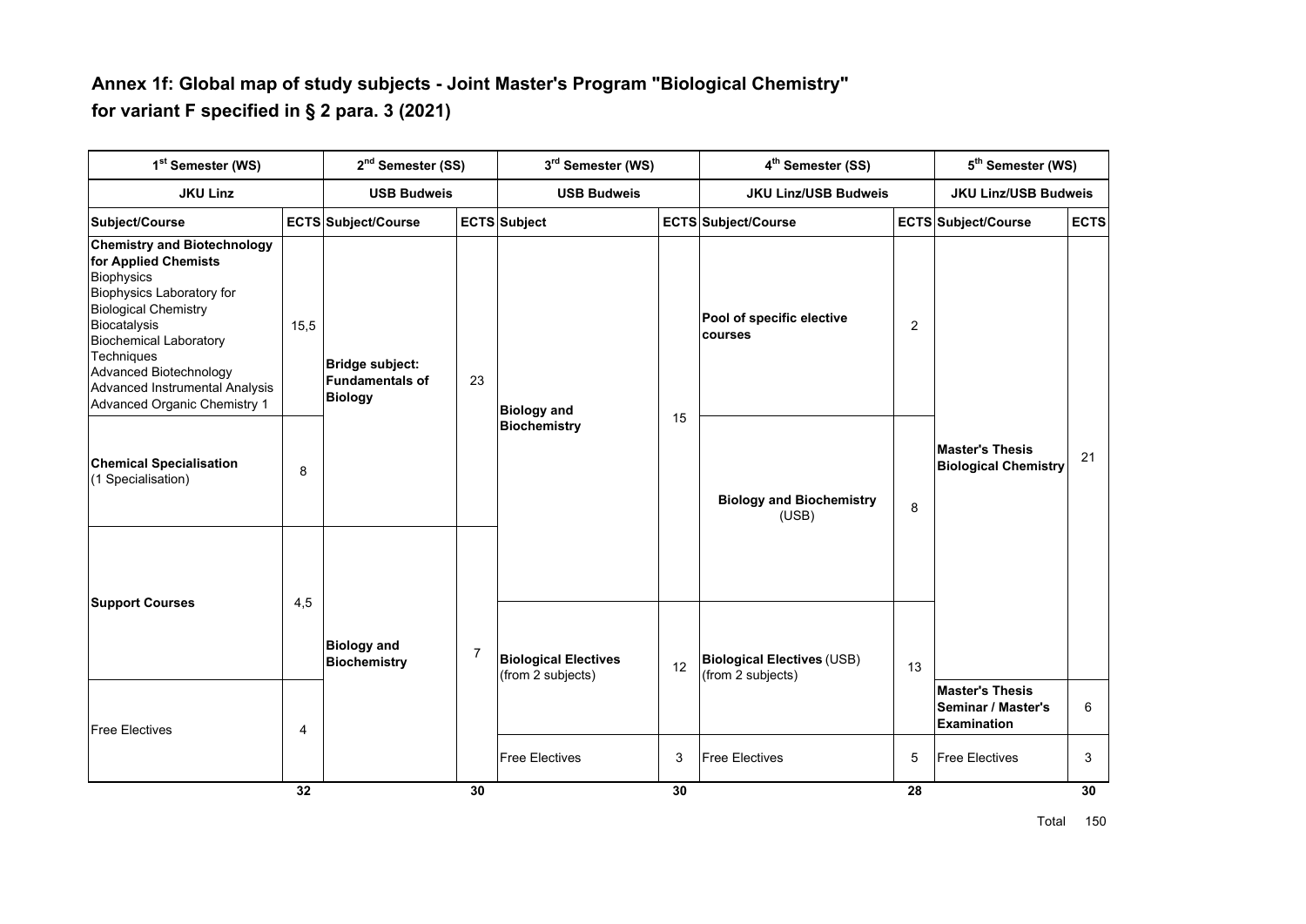## Annex 1f: Global map of study subjects - Joint Master's Program "Biological Chemistry" for variant F specified in § 2 para. 3 (2021)

| 1[st] Semester (WS) | | 2[nd] Semester (SS) | | 3[rd] Semester (WS) | | 4[th] Semester (SS) | | 5[th] Semester (WS) | |
|---|---|---|---|---|---|---|---|---|---|
| **JKU Linz** | | **USB Budweis** | | **USB Budweis** | | **JKU Linz/USB Budweis** | | **JKU Linz/USB Budweis** | |
| **Subject/Course** | **ECTS** | **Subject/Course** | **ECTS** | **Subject** | **ECTS** | **Subject/Course** | **ECTS** | **Subject/Course** | **ECTS** |
| **Chemistry and Biotechnology for Applied Chemists**<br>Biophysics<br>Biophysics Laboratory for Biological Chemistry<br>Biocatalysis<br>Biochemical Laboratory Techniques<br>Advanced Biotechnology<br>Advanced Instrumental Analysis<br>Advanced Organic Chemistry 1 | 15,5 | **Bridge subject: Fundamentals of Biology** | 23 | **Biology and Biochemistry** | 15 | **Pool of specific elective courses** | 2 | **Master's Thesis Biological Chemistry** | 21 |
| **Chemical Specialisation**<br>(1 Specialisation) | 8 | | | | | **Biology and Biochemistry** (USB) | 8 | | |
| **Support Courses** | 4,5 | **Biology and Biochemistry** | 7 | **Biological Electives** (from 2 subjects) | 12 | **Biological Electives** (USB) (from 2 subjects) | 13 | | |
| Free Electives | 4 | | | | | | | **Master's Thesis Seminar / Master's Examination** | 6 |
| | | | | Free Electives | 3 | Free Electives | 5 | Free Electives | 3 |
| | **32** | | **30** | | **30** | | **28** | | **30** |

Total 150